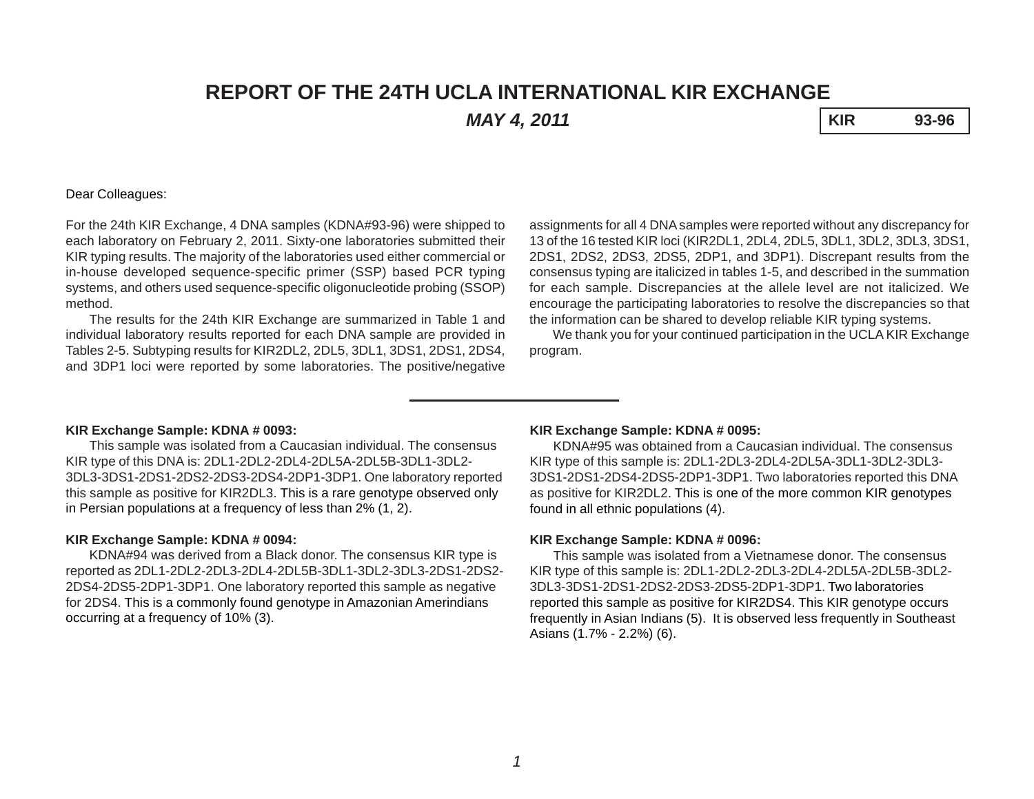# REPORT OF THE 24TH UCLA INTERNATIONAL KIR EXCHANGE

***MAY 4, 2011***

**KIR 93-96**

Dear Colleagues:

For the 24th KIR Exchange, 4 DNA samples (KDNA#93-96) were shipped to each laboratory on February 2, 2011. Sixty-one laboratories submitted their KIR typing results. The majority of the laboratories used either commercial or in-house developed sequence-specific primer (SSP) based PCR typing systems, and others used sequence-specific oligonucleotide probing (SSOP) method.

The results for the 24th KIR Exchange are summarized in Table 1 and individual laboratory results reported for each DNA sample are provided in Tables 2-5. Subtyping results for KIR2DL2, 2DL5, 3DL1, 3DS1, 2DS1, 2DS4, and 3DP1 loci were reported by some laboratories. The positive/negative assignments for all 4 DNA samples were reported without any discrepancy for 13 of the 16 tested KIR loci (KIR2DL1, 2DL4, 2DL5, 3DL1, 3DL2, 3DL3, 3DS1, 2DS1, 2DS2, 2DS3, 2DS5, 2DP1, and 3DP1). Discrepant results from the consensus typing are italicized in tables 1-5, and described in the summation for each sample. Discrepancies at the allele level are not italicized. We encourage the participating laboratories to resolve the discrepancies so that the information can be shared to develop reliable KIR typing systems.

We thank you for your continued participation in the UCLA KIR Exchange program.

---

**KIR Exchange Sample: KDNA # 0093:**

This sample was isolated from a Caucasian individual. The consensus KIR type of this DNA is: 2DL1-2DL2-2DL4-2DL5A-2DL5B-3DL1-3DL2-3DL3-3DS1-2DS1-2DS2-2DS3-2DS4-2DP1-3DP1. One laboratory reported this sample as positive for KIR2DL3. This is a rare genotype observed only in Persian populations at a frequency of less than 2% (1, 2).

**KIR Exchange Sample: KDNA # 0094:**

KDNA#94 was derived from a Black donor. The consensus KIR type is reported as 2DL1-2DL2-2DL3-2DL4-2DL5B-3DL1-3DL2-3DL3-2DS1-2DS2-2DS4-2DS5-2DP1-3DP1. One laboratory reported this sample as negative for 2DS4. This is a commonly found genotype in Amazonian Amerindians occurring at a frequency of 10% (3).

**KIR Exchange Sample: KDNA # 0095:**

KDNA#95 was obtained from a Caucasian individual. The consensus KIR type of this sample is: 2DL1-2DL3-2DL4-2DL5A-3DL1-3DL2-3DL3-3DS1-2DS1-2DS4-2DS5-2DP1-3DP1. Two laboratories reported this DNA as positive for KIR2DL2. This is one of the more common KIR genotypes found in all ethnic populations (4).

**KIR Exchange Sample: KDNA # 0096:**

This sample was isolated from a Vietnamese donor. The consensus KIR type of this sample is: 2DL1-2DL2-2DL3-2DL4-2DL5A-2DL5B-3DL2-3DL3-3DS1-2DS1-2DS2-2DS3-2DS5-2DP1-3DP1. Two laboratories reported this sample as positive for KIR2DS4. This KIR genotype occurs frequently in Asian Indians (5). It is observed less frequently in Southeast Asians (1.7% - 2.2%) (6).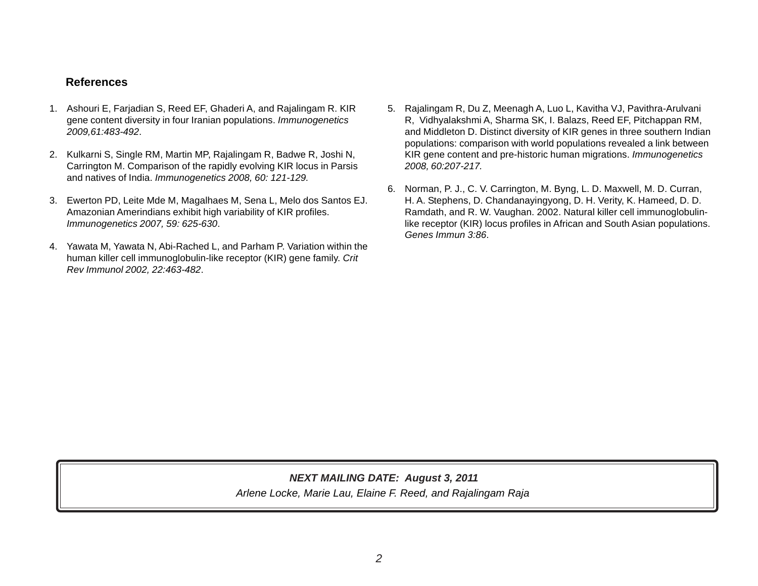## References

1. Ashouri E, Farjadian S, Reed EF, Ghaderi A, and Rajalingam R. KIR gene content diversity in four Iranian populations. *Immunogenetics 2009,61:483-492*.

2. Kulkarni S, Single RM, Martin MP, Rajalingam R, Badwe R, Joshi N, Carrington M. Comparison of the rapidly evolving KIR locus in Parsis and natives of India. *Immunogenetics 2008, 60: 121-129.*

3. Ewerton PD, Leite Mde M, Magalhaes M, Sena L, Melo dos Santos EJ. Amazonian Amerindians exhibit high variability of KIR profiles. *Immunogenetics 2007, 59: 625-630*.

4. Yawata M, Yawata N, Abi-Rached L, and Parham P. Variation within the human killer cell immunoglobulin-like receptor (KIR) gene family. *Crit Rev Immunol 2002, 22:463-482*.

5. Rajalingam R, Du Z, Meenagh A, Luo L, Kavitha VJ, Pavithra-Arulvani R, Vidhyalakshmi A, Sharma SK, I. Balazs, Reed EF, Pitchappan RM, and Middleton D. Distinct diversity of KIR genes in three southern Indian populations: comparison with world populations revealed a link between KIR gene content and pre-historic human migrations. *Immunogenetics 2008, 60:207-217.*

6. Norman, P. J., C. V. Carrington, M. Byng, L. D. Maxwell, M. D. Curran, H. A. Stephens, D. Chandanayingyong, D. H. Verity, K. Hameed, D. D. Ramdath, and R. W. Vaughan. 2002. Natural killer cell immunoglobulin-like receptor (KIR) locus profiles in African and South Asian populations. *Genes Immun 3:86*.

***NEXT MAILING DATE: August 3, 2011***

*Arlene Locke, Marie Lau, Elaine F. Reed, and Rajalingam Raja*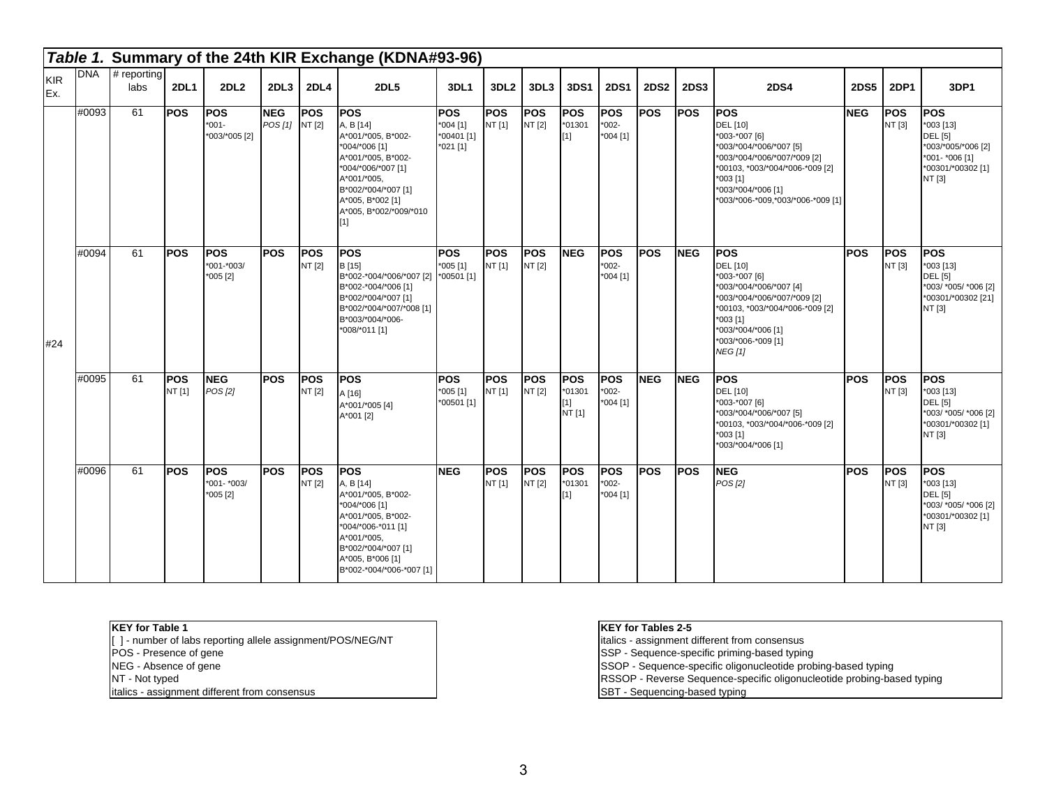## *Table 1.* Summary of the 24th KIR Exchange (KDNA#93-96)

| KIR Ex. | DNA | # reporting labs | 2DL1 | 2DL2 | 2DL3 | 2DL4 | 2DL5 | 3DL1 | 3DL2 | 3DL3 | 3DS1 | 2DS1 | 2DS2 | 2DS3 | 2DS4 | 2DS5 | 2DP1 | 3DP1 |
|---|---|---|---|---|---|---|---|---|---|---|---|---|---|---|---|---|---|---|
| #24 | #0093 | 61 | **POS** | **POS** *001-*003/*005 [2] | **NEG** *POS [1]* | **POS** NT [2] | **POS** A, B [14] A*001/*005, B*002-*004/*006 [1] A*001/*005, B*002-*004/*006/*007 [1] A*001/*005, B*002/*004/*007 [1] A*005, B*002 [1] A*005, B*002/*009/*010 [1] | **POS** *004 [1] *00401 [1] *021 [1] | **POS** NT [1] | **POS** NT [2] | **POS** *01301 [1] | **POS** *002-*004 [1] | **POS** | **POS** | **POS** DEL [10] *003-*007 [6] *003/*004/*006/*007 [5] *003/*004/*006/*007/*009 [2] *00103, *003/*004/*006-*009 [2] *003 [1] *003/*004/*006 [1] *003/*006-*009,*003/*006-*009 [1] | **NEG** | **POS** NT [3] | **POS** *003 [13] DEL [5] *003/*005/*006 [2] *001- *006 [1] *00301/*00302 [1] NT [3] |
| | #0094 | 61 | **POS** | **POS** *001-*003/*005 [2] | **POS** | **POS** NT [2] | **POS** B [15] B*002-*004/*006/*007 [2] B*002-*004/*006 [1] B*002/*004/*007 [1] B*002/*004/*007/*008 [1] B*003/*004/*006-*008/*011 [1] | **POS** *005 [1] *00501 [1] | **POS** NT [1] | **POS** NT [2] | **NEG** | **POS** *002-*004 [1] | **POS** | **NEG** | **POS** DEL [10] *003-*007 [6] *003/*004/*006/*007 [4] *003/*004/*006/*007/*009 [2] *00103, *003/*004/*006-*009 [2] *003 [1] *003/*004/*006 [1] *003/*006-*009 [1] *NEG [1]* | **POS** | **POS** NT [3] | **POS** *003 [13] DEL [5] *003/ *005/ *006 [2] *00301/*00302 [21] NT [3] |
| | #0095 | 61 | **POS** NT [1] | **NEG** *POS [2]* | **POS** | **POS** NT [2] | **POS** A [16] A*001/*005 [4] A*001 [2] | **POS** *005 [1] *00501 [1] | **POS** NT [1] | **POS** NT [2] | **POS** *01301 [1] NT [1] | **POS** *002-*004 [1] | **NEG** | **NEG** | **POS** DEL [10] *003-*007 [6] *003/*004/*006/*007 [5] *00103, *003/*004/*006-*009 [2] *003 [1] *003/*004/*006 [1] | **POS** | **POS** NT [3] | **POS** *003 [13] DEL [5] *003/ *005/ *006 [2] *00301/*00302 [1] NT [3] |
| | #0096 | 61 | **POS** | **POS** *001- *003/*005 [2] | **POS** | **POS** NT [2] | **POS** A, B [14] A*001/*005, B*002-*004/*006 [1] A*001/*005, B*002-*004/*006-*011 [1] A*001/*005, B*002/*004/*007 [1] A*005, B*006 [1] B*002-*004/*006-*007 [1] | **NEG** | **POS** NT [1] | **POS** NT [2] | **POS** *01301 [1] | **POS** *002-*004 [1] | **POS** | **POS** | **NEG** *POS [2]* | **POS** | **POS** NT [3] | **POS** *003 [13] DEL [5] *003/ *005/ *006 [2] *00301/*00302 [1] NT [3] |

| KEY for Table 1 |
|---|
| [ ] - number of labs reporting allele assignment/POS/NEG/NT |
| POS - Presence of gene |
| NEG - Absence of gene |
| NT - Not typed |
| italics - assignment different from consensus |

| KEY for Tables 2-5 |
|---|
| italics - assignment different from consensus |
| SSP - Sequence-specific priming-based typing |
| SSOP - Sequence-specific oligonucleotide probing-based typing |
| RSSOP - Reverse Sequence-specific oligonucleotide probing-based typing |
| SBT - Sequencing-based typing |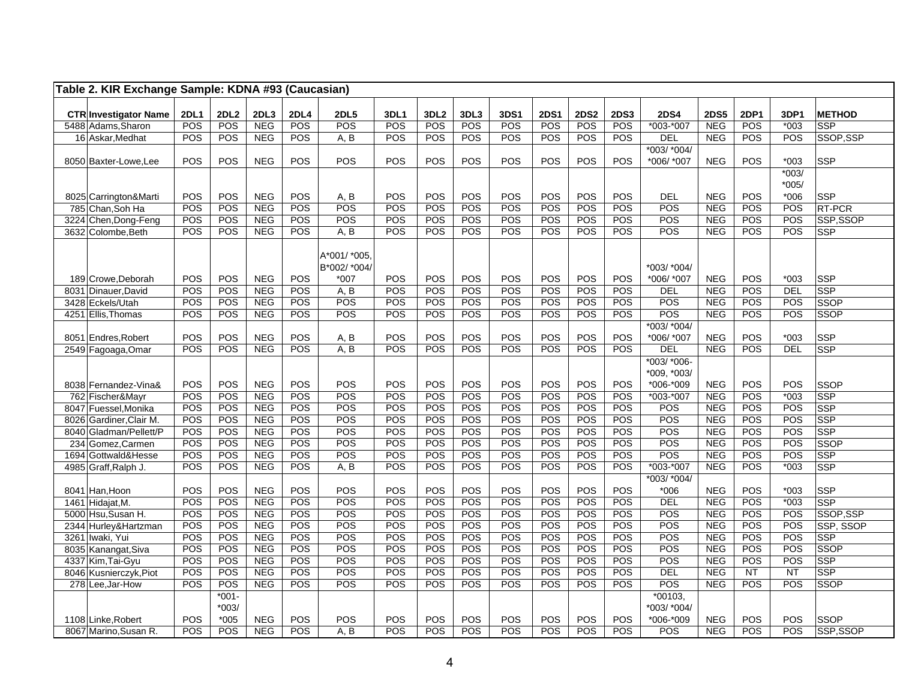**Table 2. KIR Exchange Sample: KDNA #93 (Caucasian)**

| CTR | Investigator Name | 2DL1 | 2DL2 | 2DL3 | 2DL4 | 2DL5 | 3DL1 | 3DL2 | 3DL3 | 3DS1 | 2DS1 | 2DS2 | 2DS3 | 2DS4 | 2DS5 | 2DP1 | 3DP1 | METHOD |
|---|---|---|---|---|---|---|---|---|---|---|---|---|---|---|---|---|---|---|
| 5488 | Adams,Sharon | POS | POS | NEG | POS | POS | POS | POS | POS | POS | POS | POS | POS | *003-*007 | NEG | POS | *003 | SSP |
| 16 | Askar,Medhat | POS | POS | NEG | POS | A, B | POS | POS | POS | POS | POS | POS | POS | DEL | NEG | POS | POS | SSOP,SSP |
| 8050 | Baxter-Lowe,Lee | POS | POS | NEG | POS | POS | POS | POS | POS | POS | POS | POS | POS | *003/ *004/ *006/ *007 | NEG | POS | *003 | SSP |
| 8025 | Carrington&Marti | POS | POS | NEG | POS | A, B | POS | POS | POS | POS | POS | POS | POS | DEL | NEG | POS | *003/ *005/ *006 | SSP |
| 785 | Chan,Soh Ha | POS | POS | NEG | POS | POS | POS | POS | POS | POS | POS | POS | POS | POS | NEG | POS | POS | RT-PCR |
| 3224 | Chen,Dong-Feng | POS | POS | NEG | POS | POS | POS | POS | POS | POS | POS | POS | POS | POS | NEG | POS | POS | SSP,SSOP |
| 3632 | Colombe,Beth | POS | POS | NEG | POS | A, B | POS | POS | POS | POS | POS | POS | POS | POS | NEG | POS | POS | SSP |
| 189 | Crowe,Deborah | POS | POS | NEG | POS | A*001/ *005, B*002/ *004/ *007 | POS | POS | POS | POS | POS | POS | POS | *003/ *004/ *006/ *007 | NEG | POS | *003 | SSP |
| 8031 | Dinauer,David | POS | POS | NEG | POS | A, B | POS | POS | POS | POS | POS | POS | POS | DEL | NEG | POS | DEL | SSP |
| 3428 | Eckels/Utah | POS | POS | NEG | POS | POS | POS | POS | POS | POS | POS | POS | POS | POS | NEG | POS | POS | SSOP |
| 4251 | Ellis,Thomas | POS | POS | NEG | POS | POS | POS | POS | POS | POS | POS | POS | POS | POS | NEG | POS | POS | SSOP |
| 8051 | Endres,Robert | POS | POS | NEG | POS | A, B | POS | POS | POS | POS | POS | POS | POS | *003/ *004/ *006/ *007 | NEG | POS | *003 | SSP |
| 2549 | Fagoaga,Omar | POS | POS | NEG | POS | A, B | POS | POS | POS | POS | POS | POS | POS | DEL | NEG | POS | DEL | SSP |
| 8038 | Fernandez-Vina& | POS | POS | NEG | POS | POS | POS | POS | POS | POS | POS | POS | POS | *003/ *006-*009, *003/ *006-*009 | NEG | POS | POS | SSOP |
| 762 | Fischer&Mayr | POS | POS | NEG | POS | POS | POS | POS | POS | POS | POS | POS | POS | *003-*007 | NEG | POS | *003 | SSP |
| 8047 | Fuessel,Monika | POS | POS | NEG | POS | POS | POS | POS | POS | POS | POS | POS | POS | POS | NEG | POS | POS | SSP |
| 8026 | Gardiner,Clair M. | POS | POS | NEG | POS | POS | POS | POS | POS | POS | POS | POS | POS | POS | NEG | POS | POS | SSP |
| 8040 | Gladman/Pellett/P | POS | POS | NEG | POS | POS | POS | POS | POS | POS | POS | POS | POS | POS | NEG | POS | POS | SSP |
| 234 | Gomez,Carmen | POS | POS | NEG | POS | POS | POS | POS | POS | POS | POS | POS | POS | POS | NEG | POS | POS | SSOP |
| 1694 | Gottwald&Hesse | POS | POS | NEG | POS | POS | POS | POS | POS | POS | POS | POS | POS | POS | NEG | POS | POS | SSP |
| 4985 | Graff,Ralph J. | POS | POS | NEG | POS | A, B | POS | POS | POS | POS | POS | POS | POS | *003-*007 | NEG | POS | *003 | SSP |
| 8041 | Han,Hoon | POS | POS | NEG | POS | POS | POS | POS | POS | POS | POS | POS | POS | *003/ *004/ *006 | NEG | POS | *003 | SSP |
| 1461 | Hidajat,M. | POS | POS | NEG | POS | POS | POS | POS | POS | POS | POS | POS | POS | DEL | NEG | POS | *003 | SSP |
| 5000 | Hsu,Susan H. | POS | POS | NEG | POS | POS | POS | POS | POS | POS | POS | POS | POS | POS | NEG | POS | POS | SSOP,SSP |
| 2344 | Hurley&Hartzman | POS | POS | NEG | POS | POS | POS | POS | POS | POS | POS | POS | POS | POS | NEG | POS | POS | SSP, SSOP |
| 3261 | Iwaki, Yui | POS | POS | NEG | POS | POS | POS | POS | POS | POS | POS | POS | POS | POS | NEG | POS | POS | SSP |
| 8035 | Kanangat,Siva | POS | POS | NEG | POS | POS | POS | POS | POS | POS | POS | POS | POS | POS | NEG | POS | POS | SSOP |
| 4337 | Kim,Tai-Gyu | POS | POS | NEG | POS | POS | POS | POS | POS | POS | POS | POS | POS | POS | NEG | POS | POS | SSP |
| 8046 | Kusnierczyk,Piot | POS | POS | NEG | POS | POS | POS | POS | POS | POS | POS | POS | POS | DEL | NEG | NT | NT | SSP |
| 278 | Lee,Jar-How | POS | POS | NEG | POS | POS | POS | POS | POS | POS | POS | POS | POS | POS | NEG | POS | POS | SSOP |
| 1108 | Linke,Robert | POS | *001-*003/ *005 | NEG | POS | POS | POS | POS | POS | POS | POS | POS | POS | *00103, *003/ *004/ *006-*009 | NEG | POS | POS | SSOP |
| 8067 | Marino,Susan R. | POS | POS | NEG | POS | A, B | POS | POS | POS | POS | POS | POS | POS | POS | NEG | POS | POS | SSP,SSOP |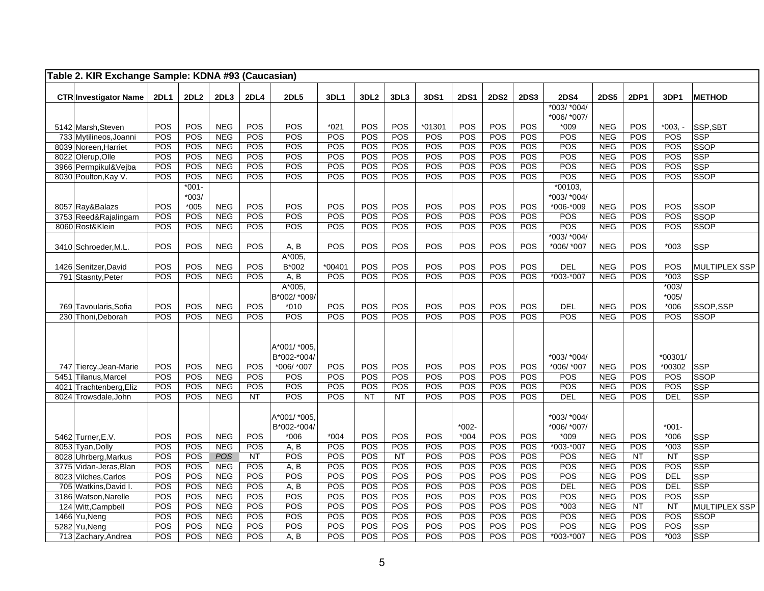**Table 2. KIR Exchange Sample: KDNA #93 (Caucasian)**

| CTR | Investigator Name | 2DL1 | 2DL2 | 2DL3 | 2DL4 | 2DL5 | 3DL1 | 3DL2 | 3DL3 | 3DS1 | 2DS1 | 2DS2 | 2DS3 | 2DS4 | 2DS5 | 2DP1 | 3DP1 | METHOD |
|---|---|---|---|---|---|---|---|---|---|---|---|---|---|---|---|---|---|---|
| 5142 | Marsh,Steven | POS | POS | NEG | POS | POS | *021 | POS | POS | *01301 | POS | POS | POS | *003/ *004/ *006/ *007/ *009 | NEG | POS | *003, - | SSP,SBT |
| 733 | Mytilineos,Joanni | POS | POS | NEG | POS | POS | POS | POS | POS | POS | POS | POS | POS | POS | NEG | POS | POS | SSP |
| 8039 | Noreen,Harriet | POS | POS | NEG | POS | POS | POS | POS | POS | POS | POS | POS | POS | POS | NEG | POS | POS | SSOP |
| 8022 | Olerup,Olle | POS | POS | NEG | POS | POS | POS | POS | POS | POS | POS | POS | POS | POS | NEG | POS | POS | SSP |
| 3966 | Permpikul&Vejba | POS | POS | NEG | POS | POS | POS | POS | POS | POS | POS | POS | POS | POS | NEG | POS | POS | SSP |
| 8030 | Poulton,Kay V. | POS | POS | NEG | POS | POS | POS | POS | POS | POS | POS | POS | POS | POS | NEG | POS | POS | SSOP |
| 8057 | Ray&Balazs | POS | *001-*003/ *005 | NEG | POS | POS | POS | POS | POS | POS | POS | POS | POS | *00103, *003/ *004/ *006-*009 | NEG | POS | POS | SSOP |
| 3753 | Reed&Rajalingam | POS | POS | NEG | POS | POS | POS | POS | POS | POS | POS | POS | POS | POS | NEG | POS | POS | SSOP |
| 8060 | Rost&Klein | POS | POS | NEG | POS | POS | POS | POS | POS | POS | POS | POS | POS | POS | NEG | POS | POS | SSOP |
| 3410 | Schroeder,M.L. | POS | POS | NEG | POS | A, B | POS | POS | POS | POS | POS | POS | POS | *003/ *004/ *006/ *007 | NEG | POS | *003 | SSP |
| 1426 | Senitzer,David | POS | POS | NEG | POS | A*005, B*002 | *00401 | POS | POS | POS | POS | POS | POS | DEL | NEG | POS | POS | MULTIPLEX SSP |
| 791 | Stasnty,Peter | POS | POS | NEG | POS | A, B | POS | POS | POS | POS | POS | POS | POS | *003-*007 | NEG | POS | *003 | SSP |
| 769 | Tavoularis,Sofia | POS | POS | NEG | POS | A*005, B*002/ *009/ *010 | POS | POS | POS | POS | POS | POS | POS | DEL | NEG | POS | *003/ *005/ *006 | SSOP,SSP |
| 230 | Thoni,Deborah | POS | POS | NEG | POS | POS | POS | POS | POS | POS | POS | POS | POS | POS | NEG | POS | POS | SSOP |
| 747 | Tiercy,Jean-Marie | POS | POS | NEG | POS | A*001/ *005, B*002-*004/ *006/ *007 | POS | POS | POS | POS | POS | POS | POS | *003/ *004/ *006/ *007 | NEG | POS | *00301/ *00302 | SSP |
| 5451 | Tilanus,Marcel | POS | POS | NEG | POS | POS | POS | POS | POS | POS | POS | POS | POS | POS | NEG | POS | POS | SSOP |
| 4021 | Trachtenberg,Eliz | POS | POS | NEG | POS | POS | POS | POS | POS | POS | POS | POS | POS | POS | NEG | POS | POS | SSP |
| 8024 | Trowsdale,John | POS | POS | NEG | NT | POS | POS | NT | NT | POS | POS | POS | POS | DEL | NEG | POS | DEL | SSP |
| 5462 | Turner,E.V. | POS | POS | NEG | POS | A*001/ *005, B*002-*004/ *006 | *004 | POS | POS | POS | *002-*004 | POS | POS | *003/ *004/ *006/ *007/ *009 | NEG | POS | *001-*006 | SSP |
| 8053 | Tyan,Dolly | POS | POS | NEG | POS | A, B | POS | POS | POS | POS | POS | POS | POS | *003-*007 | NEG | POS | *003 | SSP |
| 8028 | Uhrberg,Markus | POS | POS | *POS* | NT | POS | POS | POS | NT | POS | POS | POS | POS | POS | NEG | NT | NT | SSP |
| 3775 | Vidan-Jeras,Blan | POS | POS | NEG | POS | A, B | POS | POS | POS | POS | POS | POS | POS | POS | NEG | POS | POS | SSP |
| 8023 | Vilches,Carlos | POS | POS | NEG | POS | POS | POS | POS | POS | POS | POS | POS | POS | POS | NEG | POS | DEL | SSP |
| 705 | Watkins,David I. | POS | POS | NEG | POS | A, B | POS | POS | POS | POS | POS | POS | POS | DEL | NEG | POS | DEL | SSP |
| 3186 | Watson,Narelle | POS | POS | NEG | POS | POS | POS | POS | POS | POS | POS | POS | POS | POS | NEG | POS | POS | SSP |
| 124 | Witt,Campbell | POS | POS | NEG | POS | POS | POS | POS | POS | POS | POS | POS | POS | *003 | NEG | NT | NT | MULTIPLEX SSP |
| 1466 | Yu,Neng | POS | POS | NEG | POS | POS | POS | POS | POS | POS | POS | POS | POS | POS | NEG | POS | POS | SSOP |
| 5282 | Yu,Neng | POS | POS | NEG | POS | POS | POS | POS | POS | POS | POS | POS | POS | POS | NEG | POS | POS | SSP |
| 713 | Zachary,Andrea | POS | POS | NEG | POS | A, B | POS | POS | POS | POS | POS | POS | POS | *003-*007 | NEG | POS | *003 | SSP |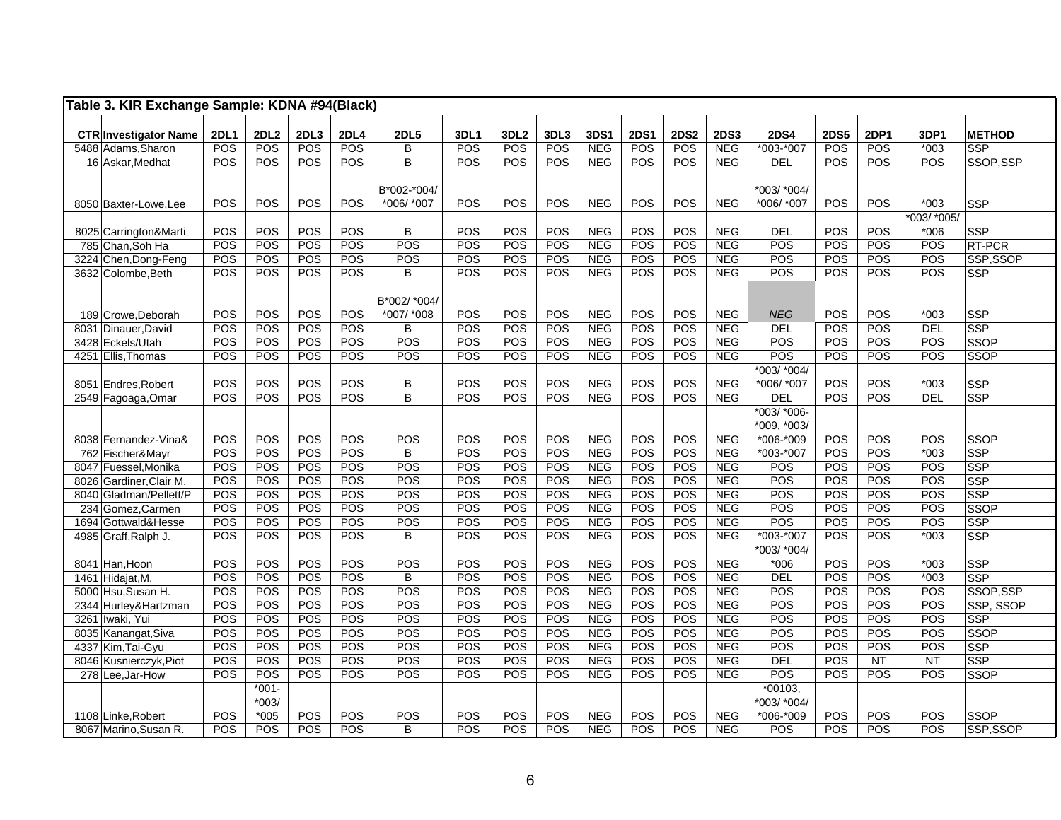**Table 3. KIR Exchange Sample: KDNA #94(Black)**

| CTR | Investigator Name | 2DL1 | 2DL2 | 2DL3 | 2DL4 | 2DL5 | 3DL1 | 3DL2 | 3DL3 | 3DS1 | 2DS1 | 2DS2 | 2DS3 | 2DS4 | 2DS5 | 2DP1 | 3DP1 | METHOD |
|---|---|---|---|---|---|---|---|---|---|---|---|---|---|---|---|---|---|---|
| 5488 | Adams,Sharon | POS | POS | POS | POS | B | POS | POS | POS | NEG | POS | POS | NEG | *003-*007 | POS | POS | *003 | SSP |
| 16 | Askar,Medhat | POS | POS | POS | POS | B | POS | POS | POS | NEG | POS | POS | NEG | DEL | POS | POS | POS | SSOP,SSP |
| 8050 | Baxter-Lowe,Lee | POS | POS | POS | POS | B*002-*004/ *006/ *007 | POS | POS | POS | NEG | POS | POS | NEG | *003/ *004/ *006/ *007 | POS | POS | *003 | SSP |
| 8025 | Carrington&Marti | POS | POS | POS | POS | B | POS | POS | POS | NEG | POS | POS | NEG | DEL | POS | POS | *003/ *005/ *006 | SSP |
| 785 | Chan,Soh Ha | POS | POS | POS | POS | POS | POS | POS | POS | NEG | POS | POS | NEG | POS | POS | POS | POS | RT-PCR |
| 3224 | Chen,Dong-Feng | POS | POS | POS | POS | POS | POS | POS | POS | NEG | POS | POS | NEG | POS | POS | POS | POS | SSP,SSOP |
| 3632 | Colombe,Beth | POS | POS | POS | POS | B | POS | POS | POS | NEG | POS | POS | NEG | POS | POS | POS | POS | SSP |
| 189 | Crowe,Deborah | POS | POS | POS | POS | B*002/ *004/ *007/ *008 | POS | POS | POS | NEG | POS | POS | NEG | *NEG* | POS | POS | *003 | SSP |
| 8031 | Dinauer,David | POS | POS | POS | POS | B | POS | POS | POS | NEG | POS | POS | NEG | DEL | POS | POS | DEL | SSP |
| 3428 | Eckels/Utah | POS | POS | POS | POS | POS | POS | POS | POS | NEG | POS | POS | NEG | POS | POS | POS | POS | SSOP |
| 4251 | Ellis,Thomas | POS | POS | POS | POS | POS | POS | POS | POS | NEG | POS | POS | NEG | POS | POS | POS | POS | SSOP |
| 8051 | Endres,Robert | POS | POS | POS | POS | B | POS | POS | POS | NEG | POS | POS | NEG | *003/ *004/ *006/ *007 | POS | POS | *003 | SSP |
| 2549 | Fagoaga,Omar | POS | POS | POS | POS | B | POS | POS | POS | NEG | POS | POS | NEG | DEL | POS | POS | DEL | SSP |
| 8038 | Fernandez-Vina& | POS | POS | POS | POS | POS | POS | POS | POS | NEG | POS | POS | NEG | *003/ *006-*009, *003/ *006-*009 | POS | POS | POS | SSOP |
| 762 | Fischer&Mayr | POS | POS | POS | POS | B | POS | POS | POS | NEG | POS | POS | NEG | *003-*007 | POS | POS | *003 | SSP |
| 8047 | Fuessel,Monika | POS | POS | POS | POS | POS | POS | POS | POS | NEG | POS | POS | NEG | POS | POS | POS | POS | SSP |
| 8026 | Gardiner,Clair M. | POS | POS | POS | POS | POS | POS | POS | POS | NEG | POS | POS | NEG | POS | POS | POS | POS | SSP |
| 8040 | Gladman/Pellett/P | POS | POS | POS | POS | POS | POS | POS | POS | NEG | POS | POS | NEG | POS | POS | POS | POS | SSP |
| 234 | Gomez,Carmen | POS | POS | POS | POS | POS | POS | POS | POS | NEG | POS | POS | NEG | POS | POS | POS | POS | SSOP |
| 1694 | Gottwald&Hesse | POS | POS | POS | POS | POS | POS | POS | POS | NEG | POS | POS | NEG | POS | POS | POS | POS | SSP |
| 4985 | Graff,Ralph J. | POS | POS | POS | POS | B | POS | POS | POS | NEG | POS | POS | NEG | *003-*007 | POS | POS | *003 | SSP |
| 8041 | Han,Hoon | POS | POS | POS | POS | POS | POS | POS | POS | NEG | POS | POS | NEG | *003/ *004/ *006 | POS | POS | *003 | SSP |
| 1461 | Hidajat,M. | POS | POS | POS | POS | B | POS | POS | POS | NEG | POS | POS | NEG | DEL | POS | POS | *003 | SSP |
| 5000 | Hsu,Susan H. | POS | POS | POS | POS | POS | POS | POS | POS | NEG | POS | POS | NEG | POS | POS | POS | POS | SSOP,SSP |
| 2344 | Hurley&Hartzman | POS | POS | POS | POS | POS | POS | POS | POS | NEG | POS | POS | NEG | POS | POS | POS | POS | SSP, SSOP |
| 3261 | Iwaki, Yui | POS | POS | POS | POS | POS | POS | POS | POS | NEG | POS | POS | NEG | POS | POS | POS | POS | SSP |
| 8035 | Kanangat,Siva | POS | POS | POS | POS | POS | POS | POS | POS | NEG | POS | POS | NEG | POS | POS | POS | POS | SSOP |
| 4337 | Kim,Tai-Gyu | POS | POS | POS | POS | POS | POS | POS | POS | NEG | POS | POS | NEG | POS | POS | POS | POS | SSP |
| 8046 | Kusnierczyk,Piot | POS | POS | POS | POS | POS | POS | POS | POS | NEG | POS | POS | NEG | DEL | POS | NT | NT | SSP |
| 278 | Lee,Jar-How | POS | POS | POS | POS | POS | POS | POS | POS | NEG | POS | POS | NEG | POS | POS | POS | POS | SSOP |
| 1108 | Linke,Robert | POS | *001- *003/ *005 | POS | POS | POS | POS | POS | POS | NEG | POS | POS | NEG | *00103, *003/ *004/ *006-*009 | POS | POS | POS | SSOP |
| 8067 | Marino,Susan R. | POS | POS | POS | POS | B | POS | POS | POS | NEG | POS | POS | NEG | POS | POS | POS | POS | SSP,SSOP |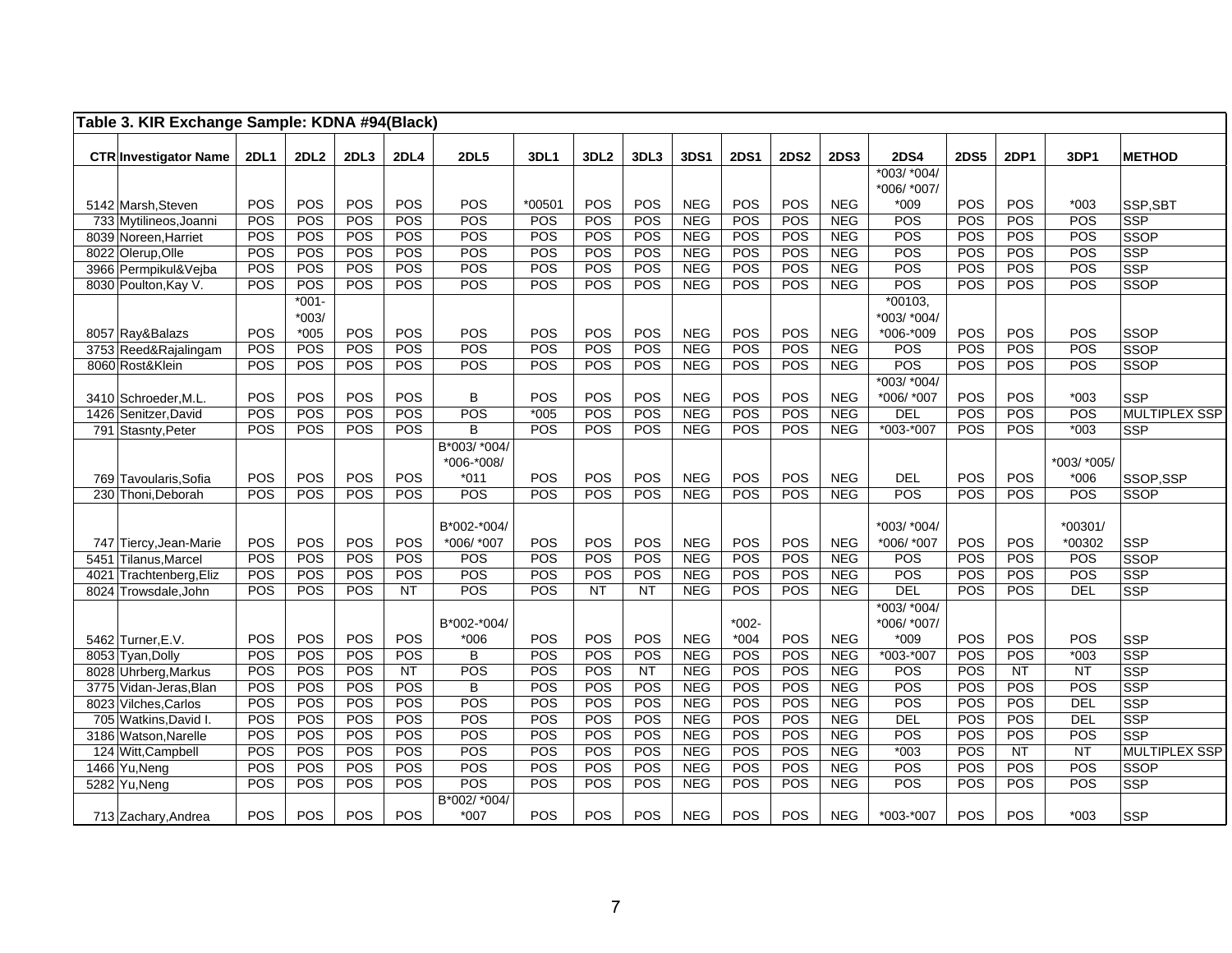**Table 3. KIR Exchange Sample: KDNA #94(Black)**

| CTR | Investigator Name | 2DL1 | 2DL2 | 2DL3 | 2DL4 | 2DL5 | 3DL1 | 3DL2 | 3DL3 | 3DS1 | 2DS1 | 2DS2 | 2DS3 | 2DS4 | 2DS5 | 2DP1 | 3DP1 | METHOD |
|---|---|---|---|---|---|---|---|---|---|---|---|---|---|---|---|---|---|---|
| 5142 | Marsh,Steven | POS | POS | POS | POS | POS | *00501 | POS | POS | NEG | POS | POS | NEG | *003/ *004/ *006/ *007/ *009 | POS | POS | *003 | SSP,SBT |
| 733 | Mytilineos,Joanni | POS | POS | POS | POS | POS | POS | POS | POS | NEG | POS | POS | NEG | POS | POS | POS | POS | SSP |
| 8039 | Noreen,Harriet | POS | POS | POS | POS | POS | POS | POS | POS | NEG | POS | POS | NEG | POS | POS | POS | POS | SSOP |
| 8022 | Olerup,Olle | POS | POS | POS | POS | POS | POS | POS | POS | NEG | POS | POS | NEG | POS | POS | POS | POS | SSP |
| 3966 | Permpikul&Vejba | POS | POS | POS | POS | POS | POS | POS | POS | NEG | POS | POS | NEG | POS | POS | POS | POS | SSP |
| 8030 | Poulton,Kay V. | POS | POS | POS | POS | POS | POS | POS | POS | NEG | POS | POS | NEG | POS | POS | POS | POS | SSOP |
| 8057 | Ray&Balazs | POS | *001-*003/ *005 | POS | POS | POS | POS | POS | POS | NEG | POS | POS | NEG | *00103, *003/ *004/ *006-*009 | POS | POS | POS | SSOP |
| 3753 | Reed&Rajalingam | POS | POS | POS | POS | POS | POS | POS | POS | NEG | POS | POS | NEG | POS | POS | POS | POS | SSOP |
| 8060 | Rost&Klein | POS | POS | POS | POS | POS | POS | POS | POS | NEG | POS | POS | NEG | POS | POS | POS | POS | SSOP |
| 3410 | Schroeder,M.L. | POS | POS | POS | POS | B | POS | POS | POS | NEG | POS | POS | NEG | *003/ *004/ *006/ *007 | POS | POS | *003 | SSP |
| 1426 | Senitzer,David | POS | POS | POS | POS | POS | *005 | POS | POS | NEG | POS | POS | NEG | DEL | POS | POS | POS | MULTIPLEX SSP |
| 791 | Stasnty,Peter | POS | POS | POS | POS | B | POS | POS | POS | NEG | POS | POS | NEG | *003-*007 | POS | POS | *003 | SSP |
| 769 | Tavoularis,Sofia | POS | POS | POS | POS | B*003/ *004/ *006-*008/ *011 | POS | POS | POS | NEG | POS | POS | NEG | DEL | POS | POS | *003/ *005/ *006 | SSOP,SSP |
| 230 | Thoni,Deborah | POS | POS | POS | POS | POS | POS | POS | POS | NEG | POS | POS | NEG | POS | POS | POS | POS | SSOP |
| 747 | Tiercy,Jean-Marie | POS | POS | POS | POS | B*002-*004/ *006/ *007 | POS | POS | POS | NEG | POS | POS | NEG | *003/ *004/ *006/ *007 | POS | POS | *00301/ *00302 | SSP |
| 5451 | Tilanus,Marcel | POS | POS | POS | POS | POS | POS | POS | POS | NEG | POS | POS | NEG | POS | POS | POS | POS | SSOP |
| 4021 | Trachtenberg,Eliz | POS | POS | POS | POS | POS | POS | POS | POS | NEG | POS | POS | NEG | POS | POS | POS | POS | SSP |
| 8024 | Trowsdale,John | POS | POS | POS | NT | POS | POS | NT | NT | NEG | POS | POS | NEG | DEL | POS | POS | DEL | SSP |
| 5462 | Turner,E.V. | POS | POS | POS | POS | B*002-*004/ *006 | POS | POS | POS | NEG | *002-*004 | POS | NEG | *003/ *004/ *006/ *007/ *009 | POS | POS | POS | SSP |
| 8053 | Tyan,Dolly | POS | POS | POS | POS | B | POS | POS | POS | NEG | POS | POS | NEG | *003-*007 | POS | POS | *003 | SSP |
| 8028 | Uhrberg,Markus | POS | POS | POS | NT | POS | POS | POS | NT | NEG | POS | POS | NEG | POS | POS | NT | NT | SSP |
| 3775 | Vidan-Jeras,Blan | POS | POS | POS | POS | B | POS | POS | POS | NEG | POS | POS | NEG | POS | POS | POS | POS | SSP |
| 8023 | Vilches,Carlos | POS | POS | POS | POS | POS | POS | POS | POS | NEG | POS | POS | NEG | POS | POS | POS | DEL | SSP |
| 705 | Watkins,David I. | POS | POS | POS | POS | POS | POS | POS | POS | NEG | POS | POS | NEG | DEL | POS | POS | DEL | SSP |
| 3186 | Watson,Narelle | POS | POS | POS | POS | POS | POS | POS | POS | NEG | POS | POS | NEG | POS | POS | POS | POS | SSP |
| 124 | Witt,Campbell | POS | POS | POS | POS | POS | POS | POS | POS | NEG | POS | POS | NEG | *003 | POS | NT | NT | MULTIPLEX SSP |
| 1466 | Yu,Neng | POS | POS | POS | POS | POS | POS | POS | POS | NEG | POS | POS | NEG | POS | POS | POS | POS | SSOP |
| 5282 | Yu,Neng | POS | POS | POS | POS | POS | POS | POS | POS | NEG | POS | POS | NEG | POS | POS | POS | POS | SSP |
| 713 | Zachary,Andrea | POS | POS | POS | POS | B*002/ *004/ *007 | POS | POS | POS | NEG | POS | POS | NEG | *003-*007 | POS | POS | *003 | SSP |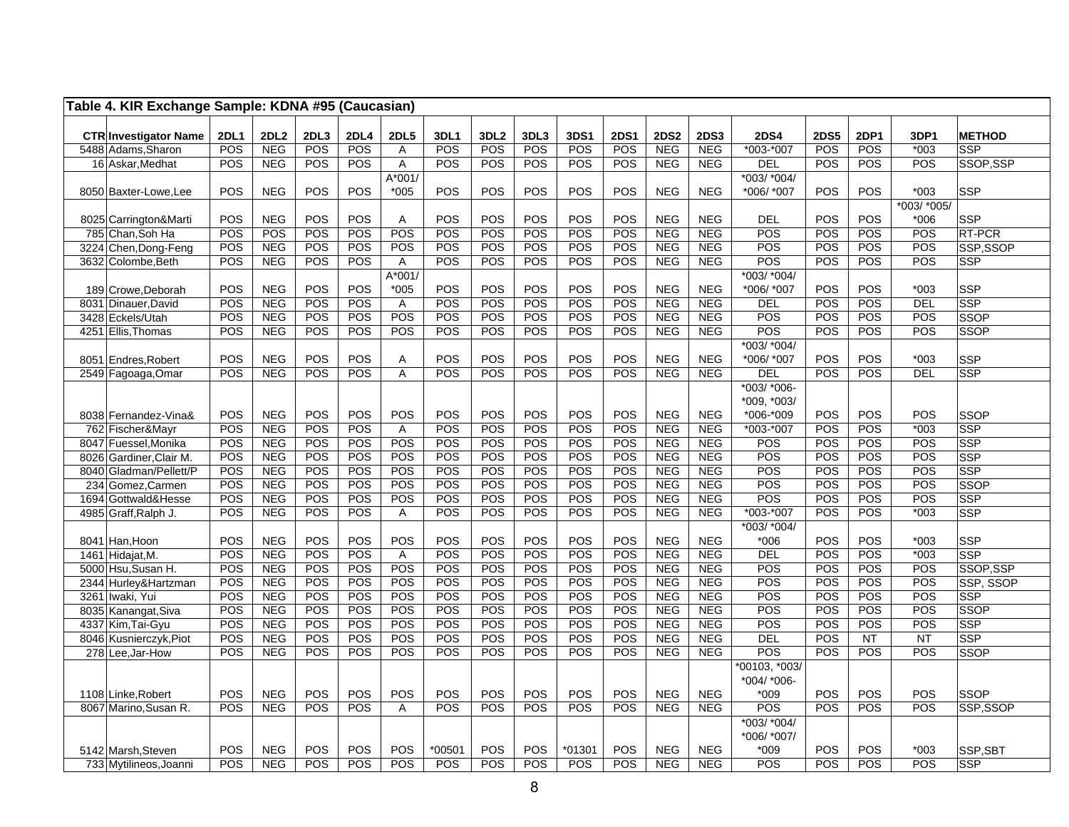**Table 4. KIR Exchange Sample: KDNA #95 (Caucasian)**

| CTR | Investigator Name | 2DL1 | 2DL2 | 2DL3 | 2DL4 | 2DL5 | 3DL1 | 3DL2 | 3DL3 | 3DS1 | 2DS1 | 2DS2 | 2DS3 | 2DS4 | 2DS5 | 2DP1 | 3DP1 | METHOD |
|---|---|---|---|---|---|---|---|---|---|---|---|---|---|---|---|---|---|---|
| 5488 | Adams,Sharon | POS | NEG | POS | POS | A | POS | POS | POS | POS | POS | NEG | NEG | *003-*007 | POS | POS | *003 | SSP |
| 16 | Askar,Medhat | POS | NEG | POS | POS | A | POS | POS | POS | POS | POS | NEG | NEG | DEL | POS | POS | POS | SSOP,SSP |
| 8050 | Baxter-Lowe,Lee | POS | NEG | POS | POS | A*001/ *005 | POS | POS | POS | POS | POS | NEG | NEG | *003/ *004/ *006/ *007 | POS | POS | *003 | SSP |
| 8025 | Carrington&Marti | POS | NEG | POS | POS | A | POS | POS | POS | POS | POS | NEG | NEG | DEL | POS | POS | *003/ *005/ *006 | SSP |
| 785 | Chan,Soh Ha | POS | POS | POS | POS | POS | POS | POS | POS | POS | POS | NEG | NEG | POS | POS | POS | POS | RT-PCR |
| 3224 | Chen,Dong-Feng | POS | NEG | POS | POS | POS | POS | POS | POS | POS | POS | NEG | NEG | POS | POS | POS | POS | SSP,SSOP |
| 3632 | Colombe,Beth | POS | NEG | POS | POS | A | POS | POS | POS | POS | POS | NEG | NEG | POS | POS | POS | POS | SSP |
| 189 | Crowe,Deborah | POS | NEG | POS | POS | A*001/ *005 | POS | POS | POS | POS | POS | NEG | NEG | *003/ *004/ *006/ *007 | POS | POS | *003 | SSP |
| 8031 | Dinauer,David | POS | NEG | POS | POS | A | POS | POS | POS | POS | POS | NEG | NEG | DEL | POS | POS | DEL | SSP |
| 3428 | Eckels/Utah | POS | NEG | POS | POS | POS | POS | POS | POS | POS | POS | NEG | NEG | POS | POS | POS | POS | SSOP |
| 4251 | Ellis,Thomas | POS | NEG | POS | POS | POS | POS | POS | POS | POS | POS | NEG | NEG | POS | POS | POS | POS | SSOP |
| 8051 | Endres,Robert | POS | NEG | POS | POS | A | POS | POS | POS | POS | POS | NEG | NEG | *003/ *004/ *006/ *007 | POS | POS | *003 | SSP |
| 2549 | Fagoaga,Omar | POS | NEG | POS | POS | A | POS | POS | POS | POS | POS | NEG | NEG | DEL | POS | POS | DEL | SSP |
| 8038 | Fernandez-Vina& | POS | NEG | POS | POS | POS | POS | POS | POS | POS | POS | NEG | NEG | *003/ *006- *009, *003/ *006-*009 | POS | POS | POS | SSOP |
| 762 | Fischer&Mayr | POS | NEG | POS | POS | A | POS | POS | POS | POS | POS | NEG | NEG | *003-*007 | POS | POS | *003 | SSP |
| 8047 | Fuessel,Monika | POS | NEG | POS | POS | POS | POS | POS | POS | POS | POS | NEG | NEG | POS | POS | POS | POS | SSP |
| 8026 | Gardiner,Clair M. | POS | NEG | POS | POS | POS | POS | POS | POS | POS | POS | NEG | NEG | POS | POS | POS | POS | SSP |
| 8040 | Gladman/Pellett/P | POS | NEG | POS | POS | POS | POS | POS | POS | POS | POS | NEG | NEG | POS | POS | POS | POS | SSP |
| 234 | Gomez,Carmen | POS | NEG | POS | POS | POS | POS | POS | POS | POS | POS | NEG | NEG | POS | POS | POS | POS | SSOP |
| 1694 | Gottwald&Hesse | POS | NEG | POS | POS | POS | POS | POS | POS | POS | POS | NEG | NEG | POS | POS | POS | POS | SSP |
| 4985 | Graff,Ralph J. | POS | NEG | POS | POS | A | POS | POS | POS | POS | POS | NEG | NEG | *003-*007 | POS | POS | *003 | SSP |
| 8041 | Han,Hoon | POS | NEG | POS | POS | POS | POS | POS | POS | POS | POS | NEG | NEG | *003/ *004/ *006 | POS | POS | *003 | SSP |
| 1461 | Hidajat,M. | POS | NEG | POS | POS | A | POS | POS | POS | POS | POS | NEG | NEG | DEL | POS | POS | *003 | SSP |
| 5000 | Hsu,Susan H. | POS | NEG | POS | POS | POS | POS | POS | POS | POS | POS | NEG | NEG | POS | POS | POS | POS | SSOP,SSP |
| 2344 | Hurley&Hartzman | POS | NEG | POS | POS | POS | POS | POS | POS | POS | POS | NEG | NEG | POS | POS | POS | POS | SSP, SSOP |
| 3261 | Iwaki, Yui | POS | NEG | POS | POS | POS | POS | POS | POS | POS | POS | NEG | NEG | POS | POS | POS | POS | SSP |
| 8035 | Kanangat,Siva | POS | NEG | POS | POS | POS | POS | POS | POS | POS | POS | NEG | NEG | POS | POS | POS | POS | SSOP |
| 4337 | Kim,Tai-Gyu | POS | NEG | POS | POS | POS | POS | POS | POS | POS | POS | NEG | NEG | POS | POS | POS | POS | SSP |
| 8046 | Kusnierczyk,Piot | POS | NEG | POS | POS | POS | POS | POS | POS | POS | POS | NEG | NEG | DEL | POS | NT | NT | SSP |
| 278 | Lee,Jar-How | POS | NEG | POS | POS | POS | POS | POS | POS | POS | POS | NEG | NEG | POS | POS | POS | POS | SSOP |
| 1108 | Linke,Robert | POS | NEG | POS | POS | POS | POS | POS | POS | POS | POS | NEG | NEG | *00103, *003/ *004/ *006- *009 | POS | POS | POS | SSOP |
| 8067 | Marino,Susan R. | POS | NEG | POS | POS | A | POS | POS | POS | POS | POS | NEG | NEG | POS | POS | POS | POS | SSP,SSOP |
| 5142 | Marsh,Steven | POS | NEG | POS | POS | POS | *00501 | POS | POS | *01301 | POS | NEG | NEG | *003/ *004/ *006/ *007/ *009 | POS | POS | *003 | SSP,SBT |
| 733 | Mytilineos,Joanni | POS | NEG | POS | POS | POS | POS | POS | POS | POS | POS | NEG | NEG | POS | POS | POS | POS | SSP |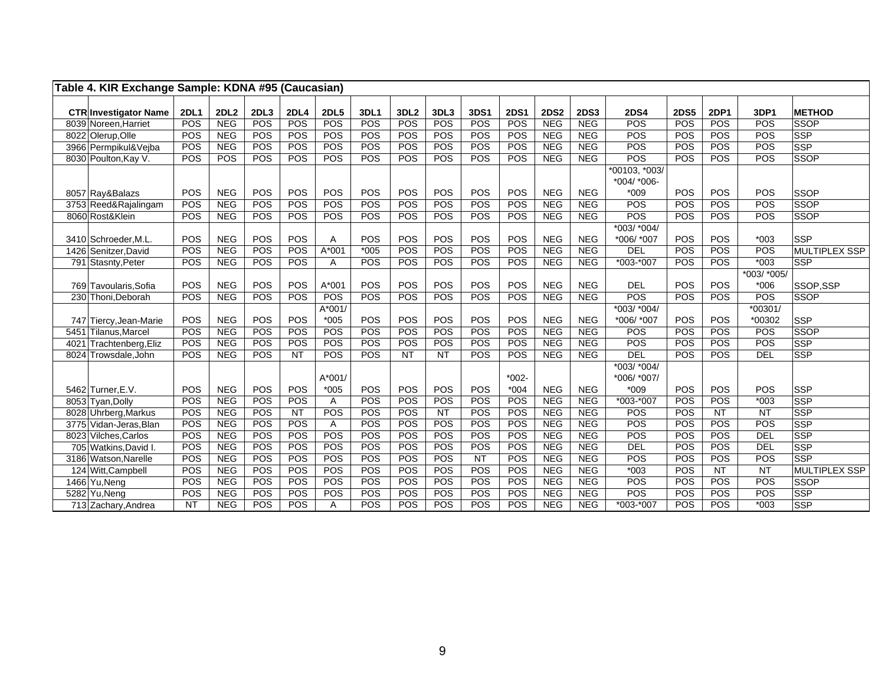**Table 4. KIR Exchange Sample: KDNA #95 (Caucasian)**

| CTR | Investigator Name | 2DL1 | 2DL2 | 2DL3 | 2DL4 | 2DL5 | 3DL1 | 3DL2 | 3DL3 | 3DS1 | 2DS1 | 2DS2 | 2DS3 | 2DS4 | 2DS5 | 2DP1 | 3DP1 | METHOD |
|---|---|---|---|---|---|---|---|---|---|---|---|---|---|---|---|---|---|---|
| 8039 | Noreen,Harriet | POS | NEG | POS | POS | POS | POS | POS | POS | POS | POS | NEG | NEG | POS | POS | POS | POS | SSOP |
| 8022 | Olerup,Olle | POS | NEG | POS | POS | POS | POS | POS | POS | POS | POS | NEG | NEG | POS | POS | POS | POS | SSP |
| 3966 | Permpikul&Vejba | POS | NEG | POS | POS | POS | POS | POS | POS | POS | POS | NEG | NEG | POS | POS | POS | POS | SSP |
| 8030 | Poulton,Kay V. | POS | POS | POS | POS | POS | POS | POS | POS | POS | POS | NEG | NEG | POS | POS | POS | POS | SSOP |
| 8057 | Ray&Balazs | POS | NEG | POS | POS | POS | POS | POS | POS | POS | POS | NEG | NEG | *00103, *003/ *004/ *006- *009 | POS | POS | POS | SSOP |
| 3753 | Reed&Rajalingam | POS | NEG | POS | POS | POS | POS | POS | POS | POS | POS | NEG | NEG | POS | POS | POS | POS | SSOP |
| 8060 | Rost&Klein | POS | NEG | POS | POS | POS | POS | POS | POS | POS | POS | NEG | NEG | POS | POS | POS | POS | SSOP |
| 3410 | Schroeder,M.L. | POS | NEG | POS | POS | A | POS | POS | POS | POS | POS | NEG | NEG | *003/ *004/ *006/ *007 | POS | POS | *003 | SSP |
| 1426 | Senitzer,David | POS | NEG | POS | POS | A*001 | *005 | POS | POS | POS | POS | NEG | NEG | DEL | POS | POS | POS | MULTIPLEX SSP |
| 791 | Stasnty,Peter | POS | NEG | POS | POS | A | POS | POS | POS | POS | POS | NEG | NEG | *003-*007 | POS | POS | *003 | SSP |
| 769 | Tavoularis,Sofia | POS | NEG | POS | POS | A*001 | POS | POS | POS | POS | POS | NEG | NEG | DEL | POS | POS | *003/ *005/ *006 | SSOP,SSP |
| 230 | Thoni,Deborah | POS | NEG | POS | POS | POS | POS | POS | POS | POS | POS | NEG | NEG | POS | POS | POS | POS | SSOP |
| 747 | Tiercy,Jean-Marie | POS | NEG | POS | POS | A*001/ *005 | POS | POS | POS | POS | POS | NEG | NEG | *003/ *004/ *006/ *007 | POS | POS | *00301/ *00302 | SSP |
| 5451 | Tilanus,Marcel | POS | NEG | POS | POS | POS | POS | POS | POS | POS | POS | NEG | NEG | POS | POS | POS | POS | SSOP |
| 4021 | Trachtenberg,Eliz | POS | NEG | POS | POS | POS | POS | POS | POS | POS | POS | NEG | NEG | POS | POS | POS | POS | SSP |
| 8024 | Trowsdale,John | POS | NEG | POS | NT | POS | POS | NT | NT | POS | POS | NEG | NEG | DEL | POS | POS | DEL | SSP |
| 5462 | Turner,E.V. | POS | NEG | POS | POS | A*001/ *005 | POS | POS | POS | POS | *002- *004 | NEG | NEG | *003/ *004/ *006/ *007/ *009 | POS | POS | POS | SSP |
| 8053 | Tyan,Dolly | POS | NEG | POS | POS | A | POS | POS | POS | POS | POS | NEG | NEG | *003-*007 | POS | POS | *003 | SSP |
| 8028 | Uhrberg,Markus | POS | NEG | POS | NT | POS | POS | POS | NT | POS | POS | NEG | NEG | POS | POS | NT | NT | SSP |
| 3775 | Vidan-Jeras,Blan | POS | NEG | POS | POS | A | POS | POS | POS | POS | POS | NEG | NEG | POS | POS | POS | POS | SSP |
| 8023 | Vilches,Carlos | POS | NEG | POS | POS | POS | POS | POS | POS | POS | POS | NEG | NEG | POS | POS | POS | DEL | SSP |
| 705 | Watkins,David I. | POS | NEG | POS | POS | POS | POS | POS | POS | POS | POS | NEG | NEG | DEL | POS | POS | DEL | SSP |
| 3186 | Watson,Narelle | POS | NEG | POS | POS | POS | POS | POS | POS | NT | POS | NEG | NEG | POS | POS | POS | POS | SSP |
| 124 | Witt,Campbell | POS | NEG | POS | POS | POS | POS | POS | POS | POS | POS | NEG | NEG | *003 | POS | NT | NT | MULTIPLEX SSP |
| 1466 | Yu,Neng | POS | NEG | POS | POS | POS | POS | POS | POS | POS | POS | NEG | NEG | POS | POS | POS | POS | SSOP |
| 5282 | Yu,Neng | POS | NEG | POS | POS | POS | POS | POS | POS | POS | POS | NEG | NEG | POS | POS | POS | POS | SSP |
| 713 | Zachary,Andrea | NT | NEG | POS | POS | A | POS | POS | POS | POS | POS | NEG | NEG | *003-*007 | POS | POS | *003 | SSP |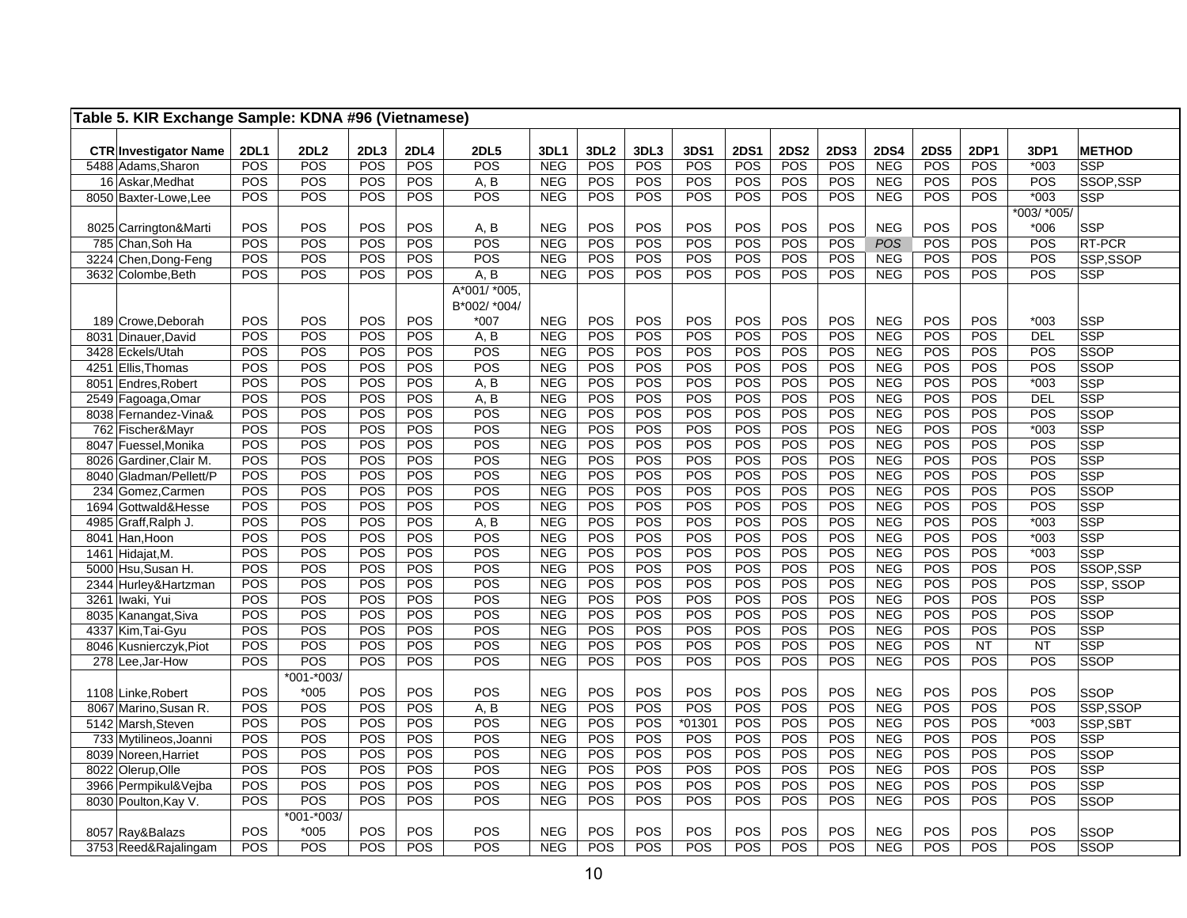**Table 5. KIR Exchange Sample: KDNA #96 (Vietnamese)**

| CTR | Investigator Name | 2DL1 | 2DL2 | 2DL3 | 2DL4 | 2DL5 | 3DL1 | 3DL2 | 3DL3 | 3DS1 | 2DS1 | 2DS2 | 2DS3 | 2DS4 | 2DS5 | 2DP1 | 3DP1 | METHOD |
|---|---|---|---|---|---|---|---|---|---|---|---|---|---|---|---|---|---|---|
| 5488 | Adams,Sharon | POS | POS | POS | POS | POS | NEG | POS | POS | POS | POS | POS | POS | NEG | POS | POS | *003 | SSP |
| 16 | Askar,Medhat | POS | POS | POS | POS | A, B | NEG | POS | POS | POS | POS | POS | POS | NEG | POS | POS | POS | SSOP,SSP |
| 8050 | Baxter-Lowe,Lee | POS | POS | POS | POS | POS | NEG | POS | POS | POS | POS | POS | POS | NEG | POS | POS | *003 | SSP |
| 8025 | Carrington&Marti | POS | POS | POS | POS | A, B | NEG | POS | POS | POS | POS | POS | POS | NEG | POS | POS | *003/ *005/ *006 | SSP |
| 785 | Chan,Soh Ha | POS | POS | POS | POS | POS | NEG | POS | POS | POS | POS | POS | POS | *POS* | POS | POS | POS | RT-PCR |
| 3224 | Chen,Dong-Feng | POS | POS | POS | POS | POS | NEG | POS | POS | POS | POS | POS | POS | NEG | POS | POS | POS | SSP,SSOP |
| 3632 | Colombe,Beth | POS | POS | POS | POS | A, B | NEG | POS | POS | POS | POS | POS | POS | NEG | POS | POS | POS | SSP |
| 189 | Crowe,Deborah | POS | POS | POS | POS | A*001/ *005, B*002/ *004/ *007 | NEG | POS | POS | POS | POS | POS | POS | NEG | POS | POS | *003 | SSP |
| 8031 | Dinauer,David | POS | POS | POS | POS | A, B | NEG | POS | POS | POS | POS | POS | POS | NEG | POS | POS | DEL | SSP |
| 3428 | Eckels/Utah | POS | POS | POS | POS | POS | NEG | POS | POS | POS | POS | POS | POS | NEG | POS | POS | POS | SSOP |
| 4251 | Ellis,Thomas | POS | POS | POS | POS | POS | NEG | POS | POS | POS | POS | POS | POS | NEG | POS | POS | POS | SSOP |
| 8051 | Endres,Robert | POS | POS | POS | POS | A, B | NEG | POS | POS | POS | POS | POS | POS | NEG | POS | POS | *003 | SSP |
| 2549 | Fagoaga,Omar | POS | POS | POS | POS | A, B | NEG | POS | POS | POS | POS | POS | POS | NEG | POS | POS | DEL | SSP |
| 8038 | Fernandez-Vina& | POS | POS | POS | POS | POS | NEG | POS | POS | POS | POS | POS | POS | NEG | POS | POS | POS | SSOP |
| 762 | Fischer&Mayr | POS | POS | POS | POS | POS | NEG | POS | POS | POS | POS | POS | POS | NEG | POS | POS | *003 | SSP |
| 8047 | Fuessel,Monika | POS | POS | POS | POS | POS | NEG | POS | POS | POS | POS | POS | POS | NEG | POS | POS | POS | SSP |
| 8026 | Gardiner,Clair M. | POS | POS | POS | POS | POS | NEG | POS | POS | POS | POS | POS | POS | NEG | POS | POS | POS | SSP |
| 8040 | Gladman/Pellett/P | POS | POS | POS | POS | POS | NEG | POS | POS | POS | POS | POS | POS | NEG | POS | POS | POS | SSP |
| 234 | Gomez,Carmen | POS | POS | POS | POS | POS | NEG | POS | POS | POS | POS | POS | POS | NEG | POS | POS | POS | SSOP |
| 1694 | Gottwald&Hesse | POS | POS | POS | POS | POS | NEG | POS | POS | POS | POS | POS | POS | NEG | POS | POS | POS | SSP |
| 4985 | Graff,Ralph J. | POS | POS | POS | POS | A, B | NEG | POS | POS | POS | POS | POS | POS | NEG | POS | POS | *003 | SSP |
| 8041 | Han,Hoon | POS | POS | POS | POS | POS | NEG | POS | POS | POS | POS | POS | POS | NEG | POS | POS | *003 | SSP |
| 1461 | Hidajat,M. | POS | POS | POS | POS | POS | NEG | POS | POS | POS | POS | POS | POS | NEG | POS | POS | *003 | SSP |
| 5000 | Hsu,Susan H. | POS | POS | POS | POS | POS | NEG | POS | POS | POS | POS | POS | POS | NEG | POS | POS | POS | SSOP,SSP |
| 2344 | Hurley&Hartzman | POS | POS | POS | POS | POS | NEG | POS | POS | POS | POS | POS | POS | NEG | POS | POS | POS | SSP, SSOP |
| 3261 | Iwaki, Yui | POS | POS | POS | POS | POS | NEG | POS | POS | POS | POS | POS | POS | NEG | POS | POS | POS | SSP |
| 8035 | Kanangat,Siva | POS | POS | POS | POS | POS | NEG | POS | POS | POS | POS | POS | POS | NEG | POS | POS | POS | SSOP |
| 4337 | Kim,Tai-Gyu | POS | POS | POS | POS | POS | NEG | POS | POS | POS | POS | POS | POS | NEG | POS | POS | POS | SSP |
| 8046 | Kusnierczyk,Piot | POS | POS | POS | POS | POS | NEG | POS | POS | POS | POS | POS | POS | NEG | POS | NT | NT | SSP |
| 278 | Lee,Jar-How | POS | POS | POS | POS | POS | NEG | POS | POS | POS | POS | POS | POS | NEG | POS | POS | POS | SSOP |
| 1108 | Linke,Robert | POS | *001-*003/ *005 | POS | POS | POS | NEG | POS | POS | POS | POS | POS | POS | NEG | POS | POS | POS | SSOP |
| 8067 | Marino,Susan R. | POS | POS | POS | POS | A, B | NEG | POS | POS | POS | POS | POS | POS | NEG | POS | POS | POS | SSP,SSOP |
| 5142 | Marsh,Steven | POS | POS | POS | POS | POS | NEG | POS | POS | *01301 | POS | POS | POS | NEG | POS | POS | *003 | SSP,SBT |
| 733 | Mytilineos,Joanni | POS | POS | POS | POS | POS | NEG | POS | POS | POS | POS | POS | POS | NEG | POS | POS | POS | SSP |
| 8039 | Noreen,Harriet | POS | POS | POS | POS | POS | NEG | POS | POS | POS | POS | POS | POS | NEG | POS | POS | POS | SSOP |
| 8022 | Olerup,Olle | POS | POS | POS | POS | POS | NEG | POS | POS | POS | POS | POS | POS | NEG | POS | POS | POS | SSP |
| 3966 | Permpikul&Vejba | POS | POS | POS | POS | POS | NEG | POS | POS | POS | POS | POS | POS | NEG | POS | POS | POS | SSP |
| 8030 | Poulton,Kay V. | POS | POS | POS | POS | POS | NEG | POS | POS | POS | POS | POS | POS | NEG | POS | POS | POS | SSOP |
| 8057 | Ray&Balazs | POS | *001-*003/ *005 | POS | POS | POS | NEG | POS | POS | POS | POS | POS | POS | NEG | POS | POS | POS | SSOP |
| 3753 | Reed&Rajalingam | POS | POS | POS | POS | POS | NEG | POS | POS | POS | POS | POS | POS | NEG | POS | POS | POS | SSOP |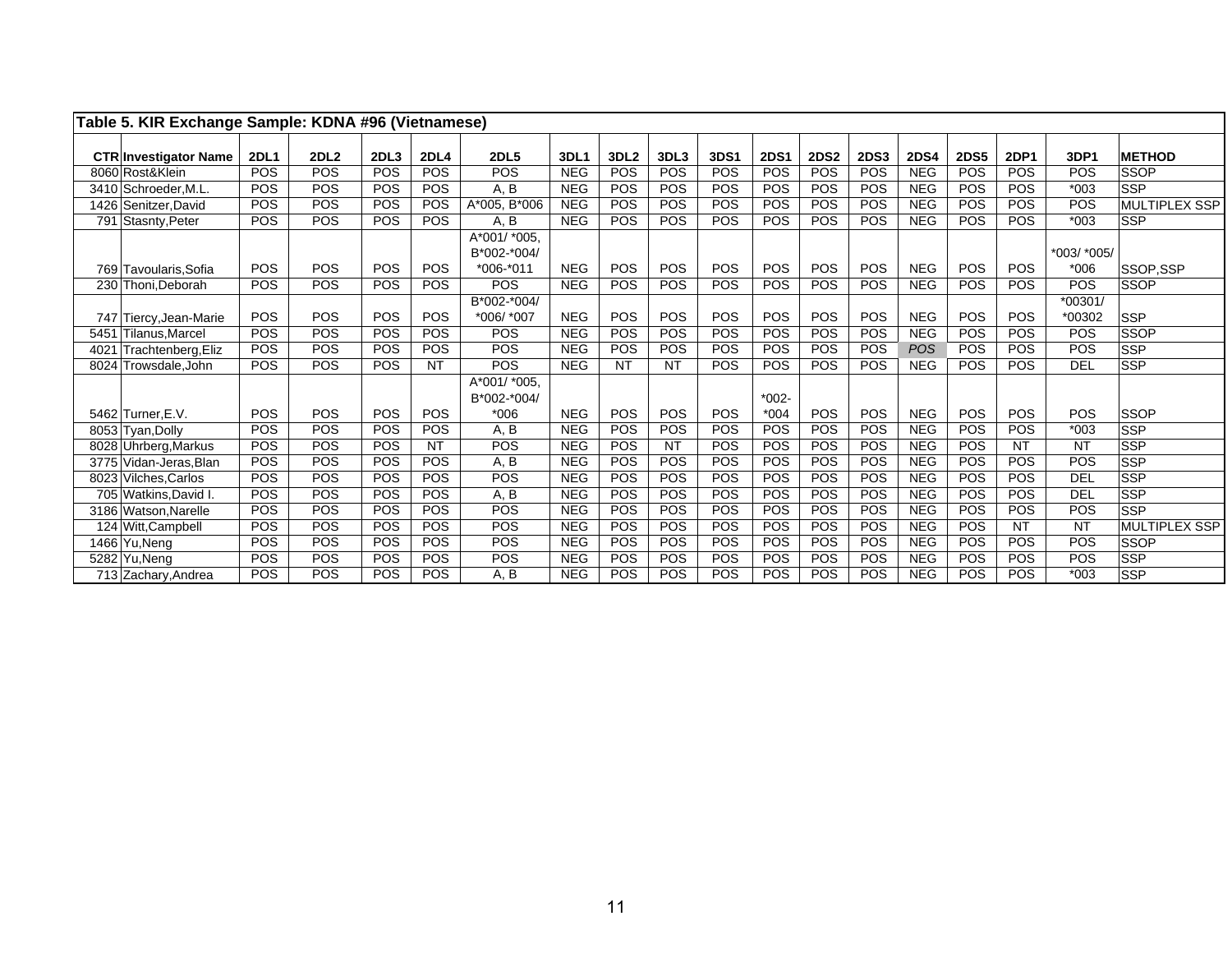**Table 5. KIR Exchange Sample: KDNA #96 (Vietnamese)**

| CTR | Investigator Name | 2DL1 | 2DL2 | 2DL3 | 2DL4 | 2DL5 | 3DL1 | 3DL2 | 3DL3 | 3DS1 | 2DS1 | 2DS2 | 2DS3 | 2DS4 | 2DS5 | 2DP1 | 3DP1 | METHOD |
|---|---|---|---|---|---|---|---|---|---|---|---|---|---|---|---|---|---|---|
| 8060 | Rost&Klein | POS | POS | POS | POS | POS | NEG | POS | POS | POS | POS | POS | POS | NEG | POS | POS | POS | SSOP |
| 3410 | Schroeder,M.L. | POS | POS | POS | POS | A, B | NEG | POS | POS | POS | POS | POS | POS | NEG | POS | POS | *003 | SSP |
| 1426 | Senitzer,David | POS | POS | POS | POS | A*005, B*006 | NEG | POS | POS | POS | POS | POS | POS | NEG | POS | POS | POS | MULTIPLEX SSP |
| 791 | Stasnty,Peter | POS | POS | POS | POS | A, B | NEG | POS | POS | POS | POS | POS | POS | NEG | POS | POS | *003 | SSP |
| 769 | Tavoularis,Sofia | POS | POS | POS | POS | A*001/ *005, B*002-*004/ *006-*011 | NEG | POS | POS | POS | POS | POS | POS | NEG | POS | POS | *003/ *005/ *006 | SSOP,SSP |
| 230 | Thoni,Deborah | POS | POS | POS | POS | POS | NEG | POS | POS | POS | POS | POS | POS | NEG | POS | POS | POS | SSOP |
| 747 | Tiercy,Jean-Marie | POS | POS | POS | POS | B*002-*004/ *006/ *007 | NEG | POS | POS | POS | POS | POS | POS | NEG | POS | POS | *00301/ *00302 | SSP |
| 5451 | Tilanus,Marcel | POS | POS | POS | POS | POS | NEG | POS | POS | POS | POS | POS | POS | NEG | POS | POS | POS | SSOP |
| 4021 | Trachtenberg,Eliz | POS | POS | POS | POS | POS | NEG | POS | POS | POS | POS | POS | POS | *POS* | POS | POS | POS | SSP |
| 8024 | Trowsdale,John | POS | POS | POS | NT | POS | NEG | NT | NT | POS | POS | POS | POS | NEG | POS | POS | DEL | SSP |
| 5462 | Turner,E.V. | POS | POS | POS | POS | A*001/ *005, B*002-*004/ *006 | NEG | POS | POS | POS | *002- *004 | POS | POS | NEG | POS | POS | POS | SSOP |
| 8053 | Tyan,Dolly | POS | POS | POS | POS | A, B | NEG | POS | POS | POS | POS | POS | POS | NEG | POS | POS | *003 | SSP |
| 8028 | Uhrberg,Markus | POS | POS | POS | NT | POS | NEG | POS | NT | POS | POS | POS | POS | NEG | POS | NT | NT | SSP |
| 3775 | Vidan-Jeras,Blan | POS | POS | POS | POS | A, B | NEG | POS | POS | POS | POS | POS | POS | NEG | POS | POS | POS | SSP |
| 8023 | Vilches,Carlos | POS | POS | POS | POS | POS | NEG | POS | POS | POS | POS | POS | POS | NEG | POS | POS | DEL | SSP |
| 705 | Watkins,David I. | POS | POS | POS | POS | A, B | NEG | POS | POS | POS | POS | POS | POS | NEG | POS | POS | DEL | SSP |
| 3186 | Watson,Narelle | POS | POS | POS | POS | POS | NEG | POS | POS | POS | POS | POS | POS | NEG | POS | POS | POS | SSP |
| 124 | Witt,Campbell | POS | POS | POS | POS | POS | NEG | POS | POS | POS | POS | POS | POS | NEG | POS | NT | NT | MULTIPLEX SSP |
| 1466 | Yu,Neng | POS | POS | POS | POS | POS | NEG | POS | POS | POS | POS | POS | POS | NEG | POS | POS | POS | SSOP |
| 5282 | Yu,Neng | POS | POS | POS | POS | POS | NEG | POS | POS | POS | POS | POS | POS | NEG | POS | POS | POS | SSP |
| 713 | Zachary,Andrea | POS | POS | POS | POS | A, B | NEG | POS | POS | POS | POS | POS | POS | NEG | POS | POS | *003 | SSP |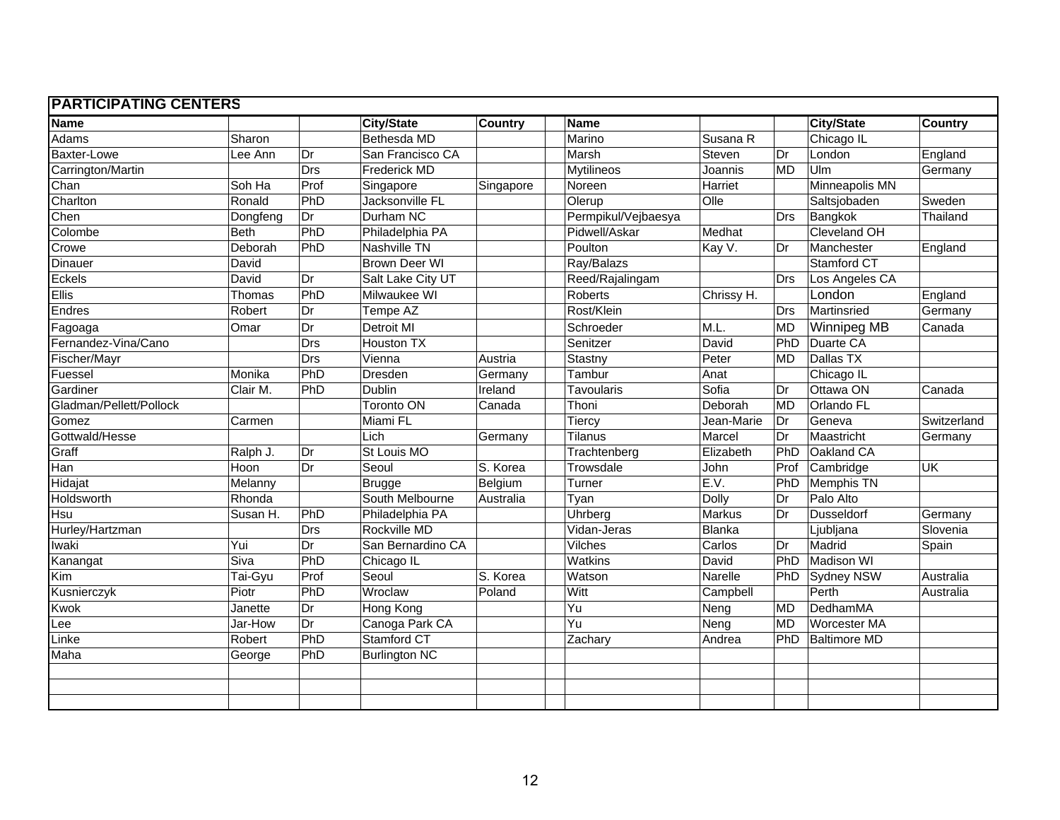## PARTICIPATING CENTERS

| Name | | | City/State | Country | | Name | | | City/State | Country |
|---|---|---|---|---|---|---|---|---|---|---|
| Adams | Sharon | | Bethesda MD | | | Marino | Susana R | | Chicago IL | |
| Baxter-Lowe | Lee Ann | Dr | San Francisco CA | | | Marsh | Steven | Dr | London | England |
| Carrington/Martin | | Drs | Frederick MD | | | Mytilineos | Joannis | MD | Ulm | Germany |
| Chan | Soh Ha | Prof | Singapore | Singapore | | Noreen | Harriet | | Minneapolis MN | |
| Charlton | Ronald | PhD | Jacksonville FL | | | Olerup | Olle | | Saltsjobaden | Sweden |
| Chen | Dongfeng | Dr | Durham NC | | | Permpikul/Vejbaesya | | Drs | Bangkok | Thailand |
| Colombe | Beth | PhD | Philadelphia PA | | | Pidwell/Askar | Medhat | | Cleveland OH | |
| Crowe | Deborah | PhD | Nashville TN | | | Poulton | Kay V. | Dr | Manchester | England |
| Dinauer | David | | Brown Deer WI | | | Ray/Balazs | | | Stamford CT | |
| Eckels | David | Dr | Salt Lake City UT | | | Reed/Rajalingam | | Drs | Los Angeles CA | |
| Ellis | Thomas | PhD | Milwaukee WI | | | Roberts | Chrissy H. | | London | England |
| Endres | Robert | Dr | Tempe AZ | | | Rost/Klein | | Drs | Martinsried | Germany |
| Fagoaga | Omar | Dr | Detroit MI | | | Schroeder | M.L. | MD | Winnipeg MB | Canada |
| Fernandez-Vina/Cano | | Drs | Houston TX | | | Senitzer | David | PhD | Duarte CA | |
| Fischer/Mayr | | Drs | Vienna | Austria | | Stastny | Peter | MD | Dallas TX | |
| Fuessel | Monika | PhD | Dresden | Germany | | Tambur | Anat | | Chicago IL | |
| Gardiner | Clair M. | PhD | Dublin | Ireland | | Tavoularis | Sofia | Dr | Ottawa ON | Canada |
| Gladman/Pellett/Pollock | | | Toronto ON | Canada | | Thoni | Deborah | MD | Orlando FL | |
| Gomez | Carmen | | Miami FL | | | Tiercy | Jean-Marie | Dr | Geneva | Switzerland |
| Gottwald/Hesse | | | Lich | Germany | | Tilanus | Marcel | Dr | Maastricht | Germany |
| Graff | Ralph J. | Dr | St Louis MO | | | Trachtenberg | Elizabeth | PhD | Oakland CA | |
| Han | Hoon | Dr | Seoul | S. Korea | | Trowsdale | John | Prof | Cambridge | UK |
| Hidajat | Melanny | | Brugge | Belgium | | Turner | E.V. | PhD | Memphis TN | |
| Holdsworth | Rhonda | | South Melbourne | Australia | | Tyan | Dolly | Dr | Palo Alto | |
| Hsu | Susan H. | PhD | Philadelphia PA | | | Uhrberg | Markus | Dr | Dusseldorf | Germany |
| Hurley/Hartzman | | Drs | Rockville MD | | | Vidan-Jeras | Blanka | | Ljubljana | Slovenia |
| Iwaki | Yui | Dr | San Bernardino CA | | | Vilches | Carlos | Dr | Madrid | Spain |
| Kanangat | Siva | PhD | Chicago IL | | | Watkins | David | PhD | Madison WI | |
| Kim | Tai-Gyu | Prof | Seoul | S. Korea | | Watson | Narelle | PhD | Sydney NSW | Australia |
| Kusnierczyk | Piotr | PhD | Wroclaw | Poland | | Witt | Campbell | | Perth | Australia |
| Kwok | Janette | Dr | Hong Kong | | | Yu | Neng | MD | DedhamMA | |
| Lee | Jar-How | Dr | Canoga Park CA | | | Yu | Neng | MD | Worcester MA | |
| Linke | Robert | PhD | Stamford CT | | | Zachary | Andrea | PhD | Baltimore MD | |
| Maha | George | PhD | Burlington NC | | | | | | | |